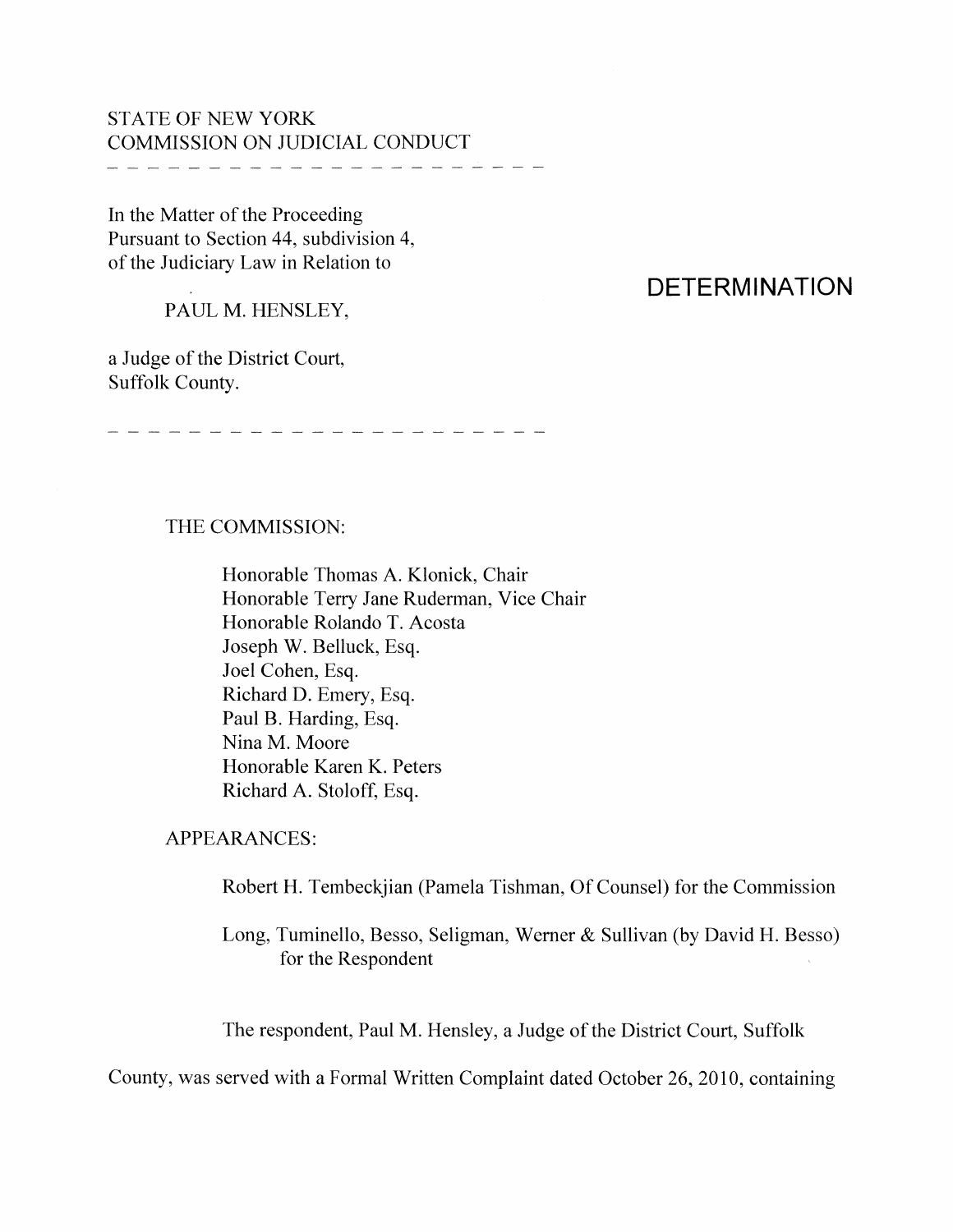STATE OF NEW YORK
COMMISSION ON JUDICIAL CONDUCT

---

In the Matter of the Proceeding
Pursuant to Section 44, subdivision 4,
of the Judiciary Law in Relation to

PAUL M. HENSLEY,

a Judge of the District Court,
Suffolk County.

# DETERMINATION

---

THE COMMISSION:

Honorable Thomas A. Klonick, Chair
Honorable Terry Jane Ruderman, Vice Chair
Honorable Rolando T. Acosta
Joseph W. Belluck, Esq.
Joel Cohen, Esq.
Richard D. Emery, Esq.
Paul B. Harding, Esq.
Nina M. Moore
Honorable Karen K. Peters
Richard A. Stoloff, Esq.

APPEARANCES:

Robert H. Tembeckjian (Pamela Tishman, Of Counsel) for the Commission

Long, Tuminello, Besso, Seligman, Werner & Sullivan (by David H. Besso) for the Respondent

The respondent, Paul M. Hensley, a Judge of the District Court, Suffolk County, was served with a Formal Written Complaint dated October 26, 2010, containing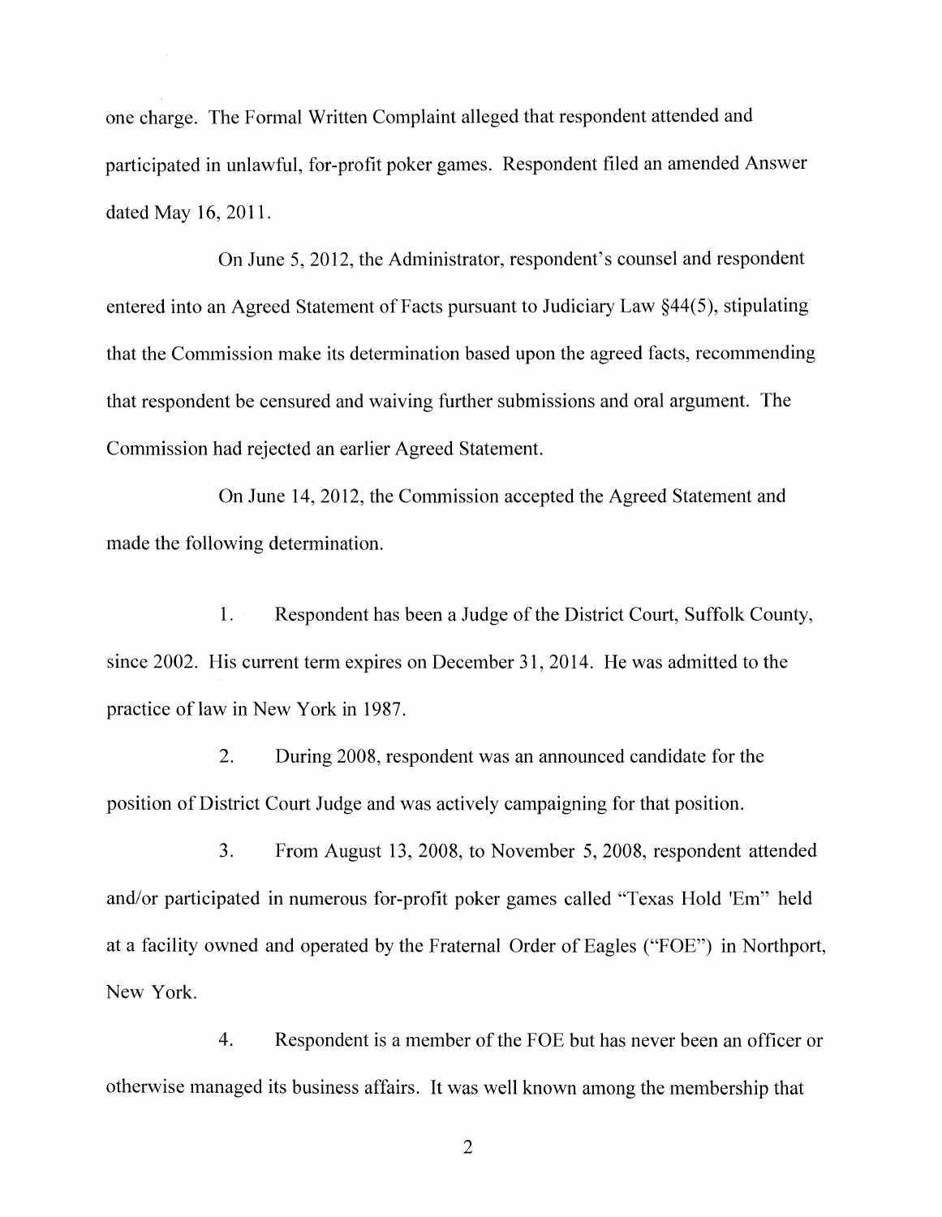one charge. The Formal Written Complaint alleged that respondent attended and participated in unlawful, for-profit poker games. Respondent filed an amended Answer dated May 16, 2011.

On June 5, 2012, the Administrator, respondent's counsel and respondent entered into an Agreed Statement of Facts pursuant to Judiciary Law §44(5), stipulating that the Commission make its determination based upon the agreed facts, recommending that respondent be censured and waiving further submissions and oral argument. The Commission had rejected an earlier Agreed Statement.

On June 14, 2012, the Commission accepted the Agreed Statement and made the following determination.

1. Respondent has been a Judge of the District Court, Suffolk County, since 2002. His current term expires on December 31, 2014. He was admitted to the practice of law in New York in 1987.

2. During 2008, respondent was an announced candidate for the position of District Court Judge and was actively campaigning for that position.

3. From August 13, 2008, to November 5, 2008, respondent attended and/or participated in numerous for-profit poker games called "Texas Hold 'Em" held at a facility owned and operated by the Fraternal Order of Eagles ("FOE") in Northport, New York.

4. Respondent is a member of the FOE but has never been an officer or otherwise managed its business affairs. It was well known among the membership that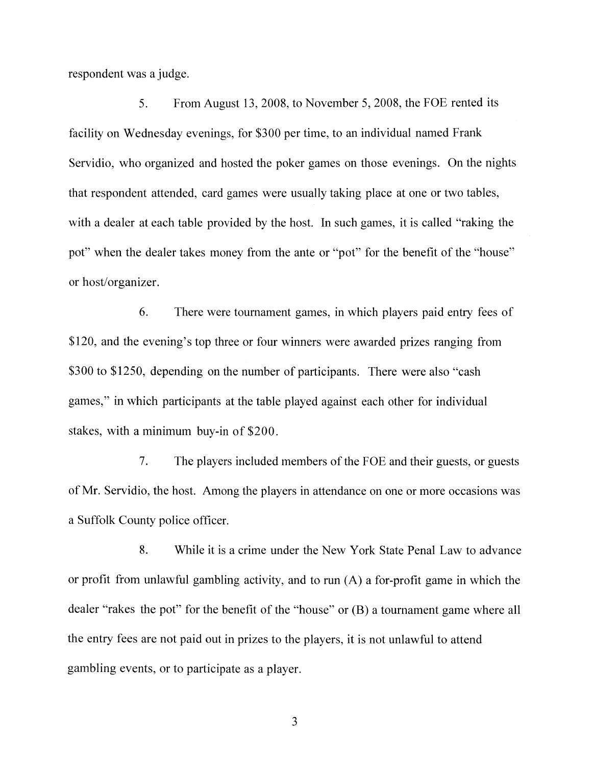respondent was a judge.

5. From August 13, 2008, to November 5, 2008, the FOE rented its facility on Wednesday evenings, for $300 per time, to an individual named Frank Servidio, who organized and hosted the poker games on those evenings. On the nights that respondent attended, card games were usually taking place at one or two tables, with a dealer at each table provided by the host. In such games, it is called "raking the pot" when the dealer takes money from the ante or "pot" for the benefit of the "house" or host/organizer.

6. There were tournament games, in which players paid entry fees of $120, and the evening's top three or four winners were awarded prizes ranging from $300 to $1250, depending on the number of participants. There were also "cash games," in which participants at the table played against each other for individual stakes, with a minimum buy-in of $200.

7. The players included members of the FOE and their guests, or guests of Mr. Servidio, the host. Among the players in attendance on one or more occasions was a Suffolk County police officer.

8. While it is a crime under the New York State Penal Law to advance or profit from unlawful gambling activity, and to run (A) a for-profit game in which the dealer "rakes the pot" for the benefit of the "house" or (B) a tournament game where all the entry fees are not paid out in prizes to the players, it is not unlawful to attend gambling events, or to participate as a player.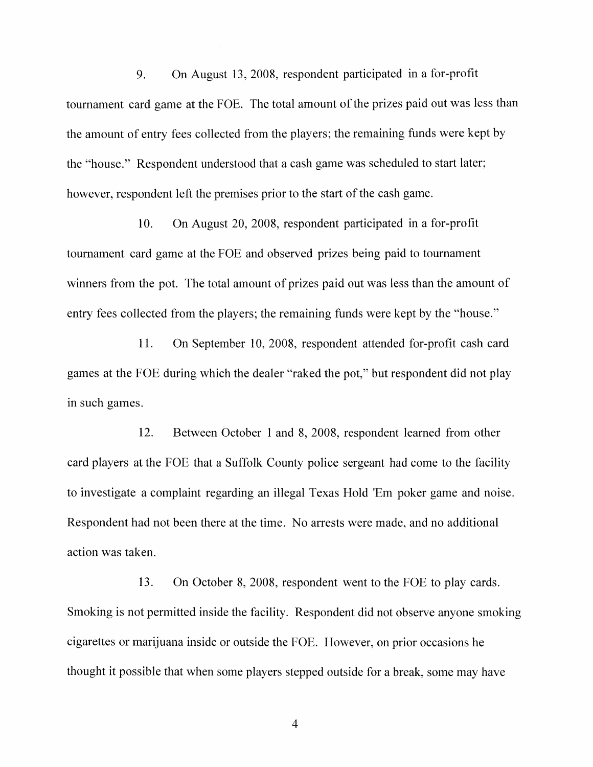9. On August 13, 2008, respondent participated in a for-profit tournament card game at the FOE. The total amount of the prizes paid out was less than the amount of entry fees collected from the players; the remaining funds were kept by the "house." Respondent understood that a cash game was scheduled to start later; however, respondent left the premises prior to the start of the cash game.

10. On August 20, 2008, respondent participated in a for-profit tournament card game at the FOE and observed prizes being paid to tournament winners from the pot. The total amount of prizes paid out was less than the amount of entry fees collected from the players; the remaining funds were kept by the "house."

11. On September 10, 2008, respondent attended for-profit cash card games at the FOE during which the dealer "raked the pot," but respondent did not play in such games.

12. Between October 1 and 8, 2008, respondent learned from other card players at the FOE that a Suffolk County police sergeant had come to the facility to investigate a complaint regarding an illegal Texas Hold 'Em poker game and noise. Respondent had not been there at the time. No arrests were made, and no additional action was taken.

13. On October 8, 2008, respondent went to the FOE to play cards. Smoking is not permitted inside the facility. Respondent did not observe anyone smoking cigarettes or marijuana inside or outside the FOE. However, on prior occasions he thought it possible that when some players stepped outside for a break, some may have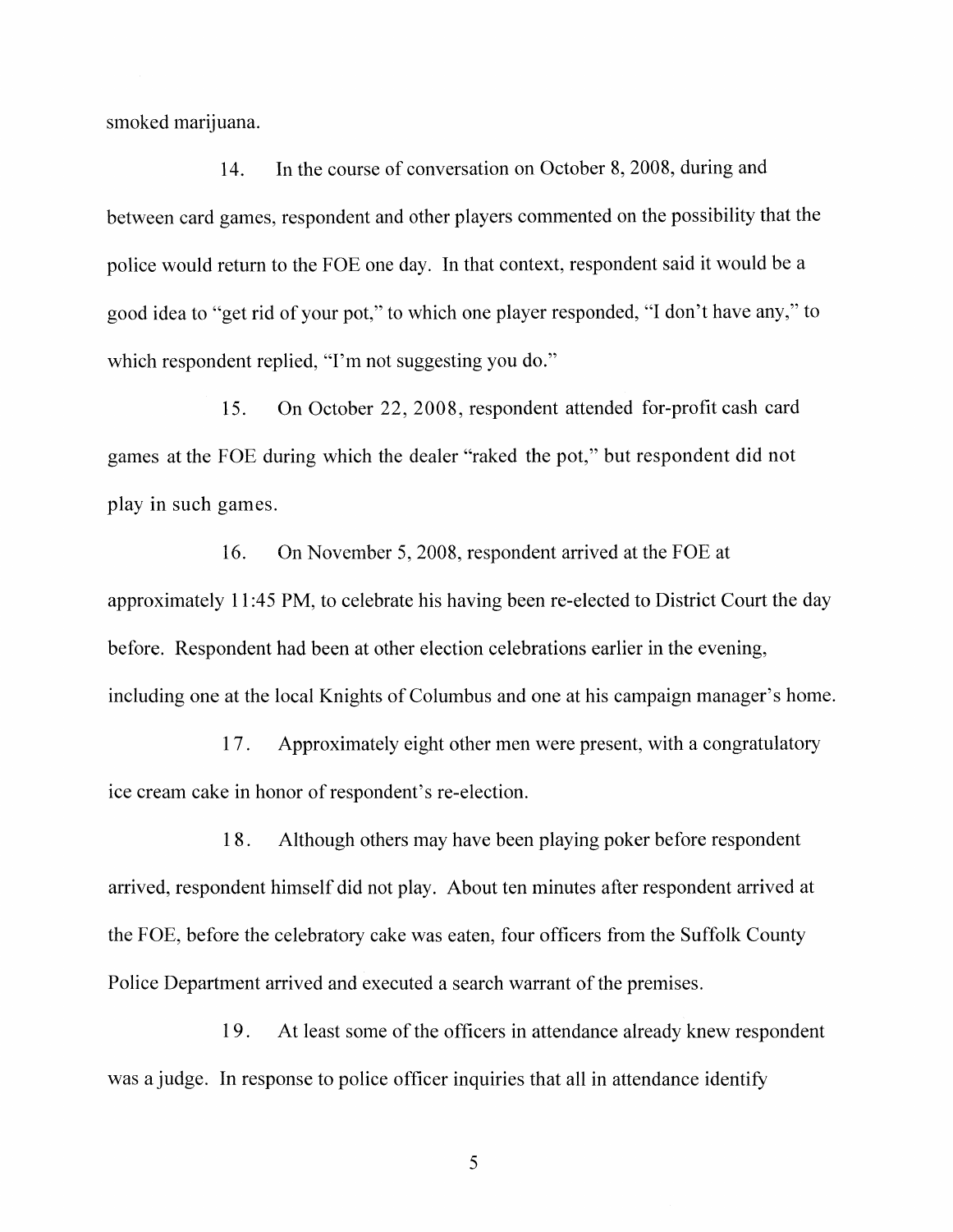smoked marijuana.

14. In the course of conversation on October 8, 2008, during and between card games, respondent and other players commented on the possibility that the police would return to the FOE one day. In that context, respondent said it would be a good idea to "get rid of your pot," to which one player responded, "I don't have any," to which respondent replied, "I'm not suggesting you do."

15. On October 22, 2008, respondent attended for-profit cash card games at the FOE during which the dealer "raked the pot," but respondent did not play in such games.

16. On November 5, 2008, respondent arrived at the FOE at approximately 11:45 PM, to celebrate his having been re-elected to District Court the day before. Respondent had been at other election celebrations earlier in the evening, including one at the local Knights of Columbus and one at his campaign manager's home.

17. Approximately eight other men were present, with a congratulatory ice cream cake in honor of respondent's re-election.

18. Although others may have been playing poker before respondent arrived, respondent himself did not play. About ten minutes after respondent arrived at the FOE, before the celebratory cake was eaten, four officers from the Suffolk County Police Department arrived and executed a search warrant of the premises.

19. At least some of the officers in attendance already knew respondent was a judge. In response to police officer inquiries that all in attendance identify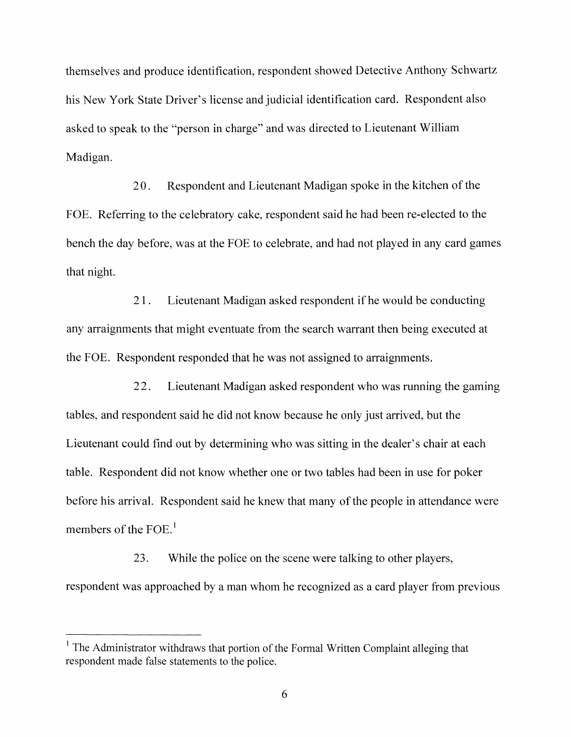themselves and produce identification, respondent showed Detective Anthony Schwartz his New York State Driver's license and judicial identification card. Respondent also asked to speak to the "person in charge" and was directed to Lieutenant William Madigan.

20. Respondent and Lieutenant Madigan spoke in the kitchen of the FOE. Referring to the celebratory cake, respondent said he had been re-elected to the bench the day before, was at the FOE to celebrate, and had not played in any card games that night.

21. Lieutenant Madigan asked respondent if he would be conducting any arraignments that might eventuate from the search warrant then being executed at the FOE. Respondent responded that he was not assigned to arraignments.

22. Lieutenant Madigan asked respondent who was running the gaming tables, and respondent said he did not know because he only just arrived, but the Lieutenant could find out by determining who was sitting in the dealer's chair at each table. Respondent did not know whether one or two tables had been in use for poker before his arrival. Respondent said he knew that many of the people in attendance were members of the FOE.[1]

23. While the police on the scene were talking to other players, respondent was approached by a man whom he recognized as a card player from previous

---

[1] The Administrator withdraws that portion of the Formal Written Complaint alleging that respondent made false statements to the police.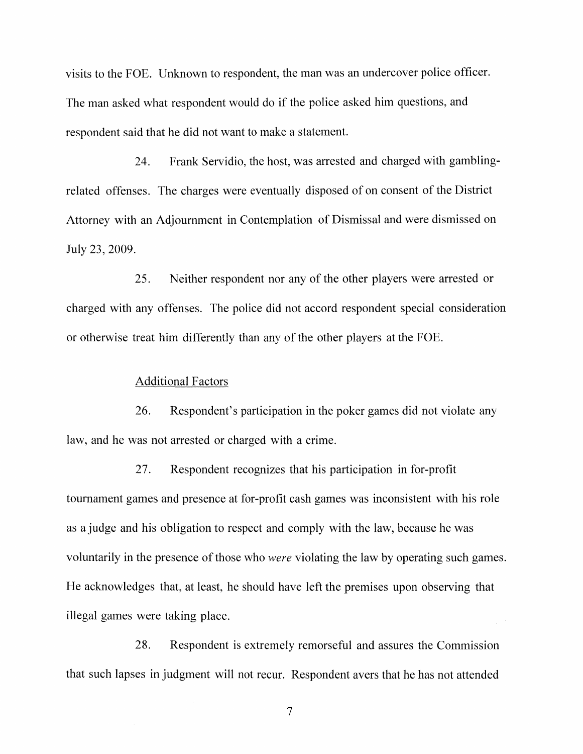visits to the FOE. Unknown to respondent, the man was an undercover police officer. The man asked what respondent would do if the police asked him questions, and respondent said that he did not want to make a statement.

24. Frank Servidio, the host, was arrested and charged with gambling-related offenses. The charges were eventually disposed of on consent of the District Attorney with an Adjournment in Contemplation of Dismissal and were dismissed on July 23, 2009.

25. Neither respondent nor any of the other players were arrested or charged with any offenses. The police did not accord respondent special consideration or otherwise treat him differently than any of the other players at the FOE.

Additional Factors

26. Respondent's participation in the poker games did not violate any law, and he was not arrested or charged with a crime.

27. Respondent recognizes that his participation in for-profit tournament games and presence at for-profit cash games was inconsistent with his role as a judge and his obligation to respect and comply with the law, because he was voluntarily in the presence of those who *were* violating the law by operating such games. He acknowledges that, at least, he should have left the premises upon observing that illegal games were taking place.

28. Respondent is extremely remorseful and assures the Commission that such lapses in judgment will not recur. Respondent avers that he has not attended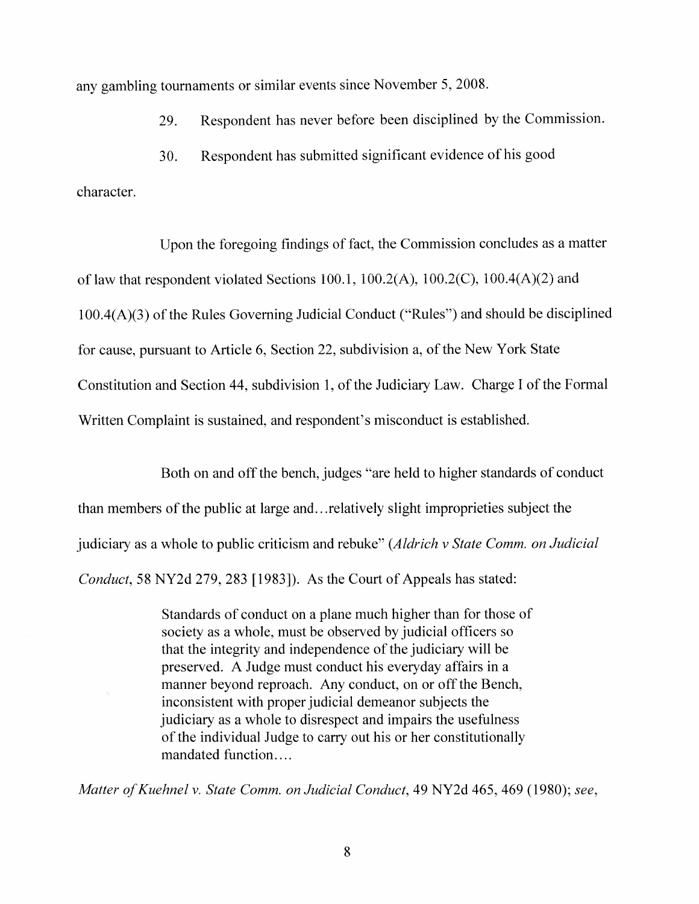any gambling tournaments or similar events since November 5, 2008.

29. Respondent has never before been disciplined by the Commission.

30. Respondent has submitted significant evidence of his good character.

Upon the foregoing findings of fact, the Commission concludes as a matter of law that respondent violated Sections 100.1, 100.2(A), 100.2(C), 100.4(A)(2) and 100.4(A)(3) of the Rules Governing Judicial Conduct ("Rules") and should be disciplined for cause, pursuant to Article 6, Section 22, subdivision a, of the New York State Constitution and Section 44, subdivision 1, of the Judiciary Law. Charge I of the Formal Written Complaint is sustained, and respondent's misconduct is established.

Both on and off the bench, judges "are held to higher standards of conduct than members of the public at large and...relatively slight improprieties subject the judiciary as a whole to public criticism and rebuke" (*Aldrich v State Comm. on Judicial Conduct*, 58 NY2d 279, 283 [1983]). As the Court of Appeals has stated:

> Standards of conduct on a plane much higher than for those of society as a whole, must be observed by judicial officers so that the integrity and independence of the judiciary will be preserved. A Judge must conduct his everyday affairs in a manner beyond reproach. Any conduct, on or off the Bench, inconsistent with proper judicial demeanor subjects the judiciary as a whole to disrespect and impairs the usefulness of the individual Judge to carry out his or her constitutionally mandated function....

*Matter of Kuehnel v. State Comm. on Judicial Conduct*, 49 NY2d 465, 469 (1980); *see*,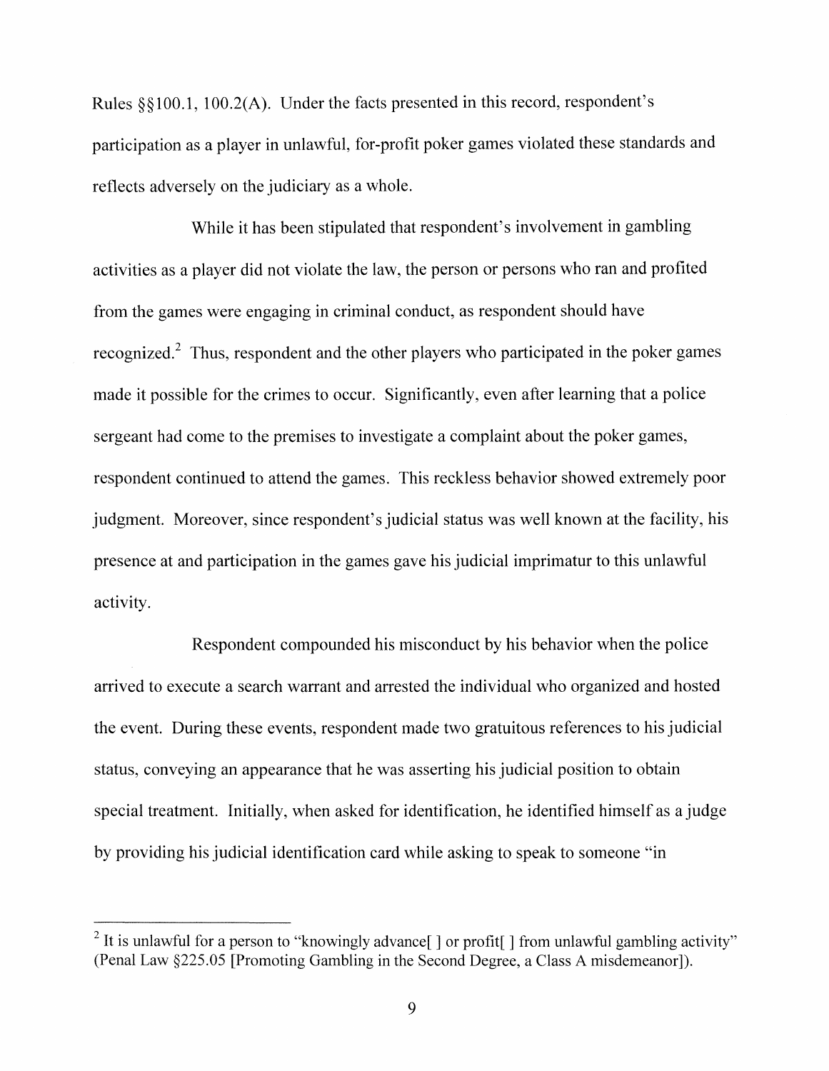Rules §§100.1, 100.2(A). Under the facts presented in this record, respondent's participation as a player in unlawful, for-profit poker games violated these standards and reflects adversely on the judiciary as a whole.

While it has been stipulated that respondent's involvement in gambling activities as a player did not violate the law, the person or persons who ran and profited from the games were engaging in criminal conduct, as respondent should have recognized.[2] Thus, respondent and the other players who participated in the poker games made it possible for the crimes to occur. Significantly, even after learning that a police sergeant had come to the premises to investigate a complaint about the poker games, respondent continued to attend the games. This reckless behavior showed extremely poor judgment. Moreover, since respondent's judicial status was well known at the facility, his presence at and participation in the games gave his judicial imprimatur to this unlawful activity.

Respondent compounded his misconduct by his behavior when the police arrived to execute a search warrant and arrested the individual who organized and hosted the event. During these events, respondent made two gratuitous references to his judicial status, conveying an appearance that he was asserting his judicial position to obtain special treatment. Initially, when asked for identification, he identified himself as a judge by providing his judicial identification card while asking to speak to someone "in

---

[2] It is unlawful for a person to "knowingly advance[ ] or profit[ ] from unlawful gambling activity" (Penal Law §225.05 [Promoting Gambling in the Second Degree, a Class A misdemeanor]).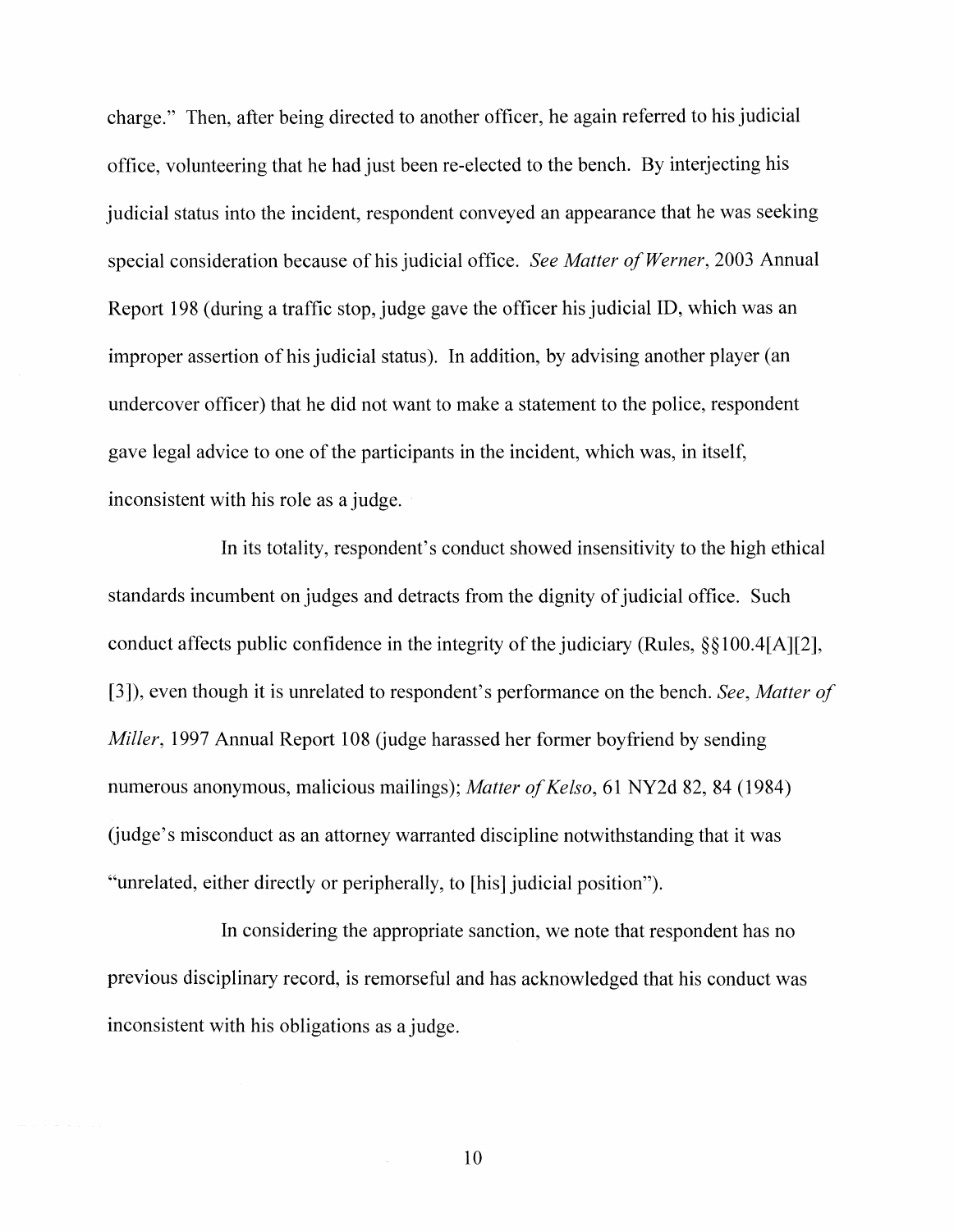charge." Then, after being directed to another officer, he again referred to his judicial office, volunteering that he had just been re-elected to the bench. By interjecting his judicial status into the incident, respondent conveyed an appearance that he was seeking special consideration because of his judicial office. *See Matter of Werner*, 2003 Annual Report 198 (during a traffic stop, judge gave the officer his judicial ID, which was an improper assertion of his judicial status). In addition, by advising another player (an undercover officer) that he did not want to make a statement to the police, respondent gave legal advice to one of the participants in the incident, which was, in itself, inconsistent with his role as a judge.

In its totality, respondent's conduct showed insensitivity to the high ethical standards incumbent on judges and detracts from the dignity of judicial office. Such conduct affects public confidence in the integrity of the judiciary (Rules, §§100.4[A][2], [3]), even though it is unrelated to respondent's performance on the bench. *See*, *Matter of Miller*, 1997 Annual Report 108 (judge harassed her former boyfriend by sending numerous anonymous, malicious mailings); *Matter of Kelso*, 61 NY2d 82, 84 (1984) (judge's misconduct as an attorney warranted discipline notwithstanding that it was "unrelated, either directly or peripherally, to [his] judicial position").

In considering the appropriate sanction, we note that respondent has no previous disciplinary record, is remorseful and has acknowledged that his conduct was inconsistent with his obligations as a judge.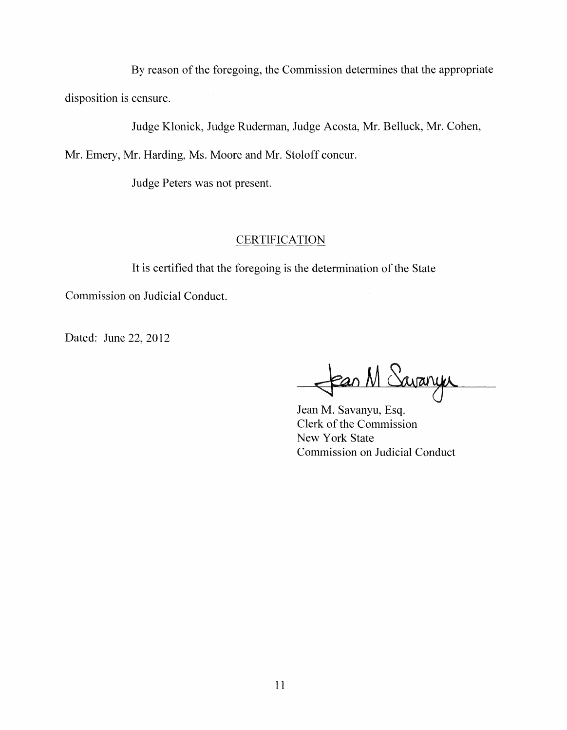By reason of the foregoing, the Commission determines that the appropriate disposition is censure.

Judge Klonick, Judge Ruderman, Judge Acosta, Mr. Belluck, Mr. Cohen, Mr. Emery, Mr. Harding, Ms. Moore and Mr. Stoloff concur.

Judge Peters was not present.

## CERTIFICATION

It is certified that the foregoing is the determination of the State Commission on Judicial Conduct.

Dated: June 22, 2012

Jean M. Savanyu, Esq.
Clerk of the Commission
New York State
Commission on Judicial Conduct